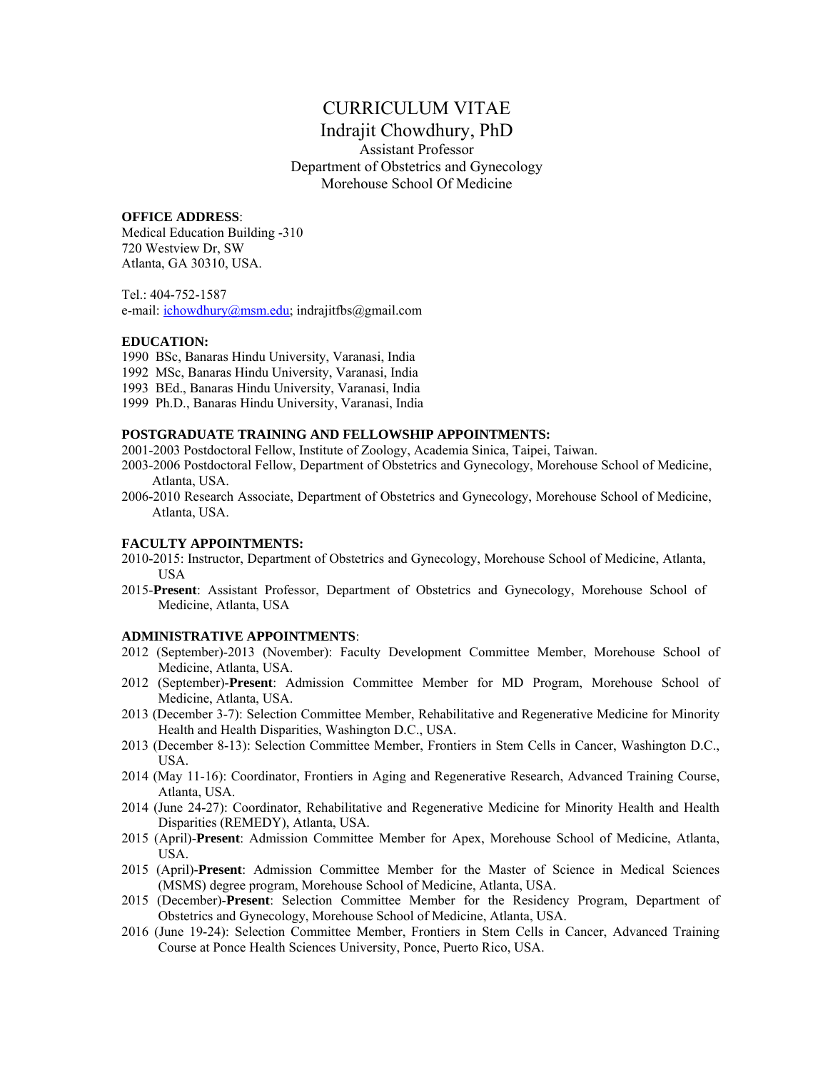# CURRICULUM VITAE

## Indrajit Chowdhury, PhD

Assistant Professor
Department of Obstetrics and Gynecology
Morehouse School Of Medicine

**OFFICE ADDRESS**:
Medical Education Building -310
720 Westview Dr, SW
Atlanta, GA 30310, USA.

Tel.: 404-752-1587
e-mail: ichowdhury@msm.edu; indrajitfbs@gmail.com

**EDUCATION:**

1990 BSc, Banaras Hindu University, Varanasi, India
1992 MSc, Banaras Hindu University, Varanasi, India
1993 BEd., Banaras Hindu University, Varanasi, India
1999 Ph.D., Banaras Hindu University, Varanasi, India

**POSTGRADUATE TRAINING AND FELLOWSHIP APPOINTMENTS:**

2001-2003 Postdoctoral Fellow, Institute of Zoology, Academia Sinica, Taipei, Taiwan.
2003-2006 Postdoctoral Fellow, Department of Obstetrics and Gynecology, Morehouse School of Medicine, Atlanta, USA.
2006-2010 Research Associate, Department of Obstetrics and Gynecology, Morehouse School of Medicine, Atlanta, USA.

**FACULTY APPOINTMENTS:**

2010-2015: Instructor, Department of Obstetrics and Gynecology, Morehouse School of Medicine, Atlanta, USA
2015-**Present**: Assistant Professor, Department of Obstetrics and Gynecology, Morehouse School of Medicine, Atlanta, USA

**ADMINISTRATIVE APPOINTMENTS**:

2012 (September)-2013 (November): Faculty Development Committee Member, Morehouse School of Medicine, Atlanta, USA.
2012 (September)-**Present**: Admission Committee Member for MD Program, Morehouse School of Medicine, Atlanta, USA.
2013 (December 3-7): Selection Committee Member, Rehabilitative and Regenerative Medicine for Minority Health and Health Disparities, Washington D.C., USA.
2013 (December 8-13): Selection Committee Member, Frontiers in Stem Cells in Cancer, Washington D.C., USA.
2014 (May 11-16): Coordinator, Frontiers in Aging and Regenerative Research, Advanced Training Course, Atlanta, USA.
2014 (June 24-27): Coordinator, Rehabilitative and Regenerative Medicine for Minority Health and Health Disparities (REMEDY), Atlanta, USA.
2015 (April)-**Present**: Admission Committee Member for Apex, Morehouse School of Medicine, Atlanta, USA.
2015 (April)-**Present**: Admission Committee Member for the Master of Science in Medical Sciences (MSMS) degree program, Morehouse School of Medicine, Atlanta, USA.
2015 (December)-**Present**: Selection Committee Member for the Residency Program, Department of Obstetrics and Gynecology, Morehouse School of Medicine, Atlanta, USA.
2016 (June 19-24): Selection Committee Member, Frontiers in Stem Cells in Cancer, Advanced Training Course at Ponce Health Sciences University, Ponce, Puerto Rico, USA.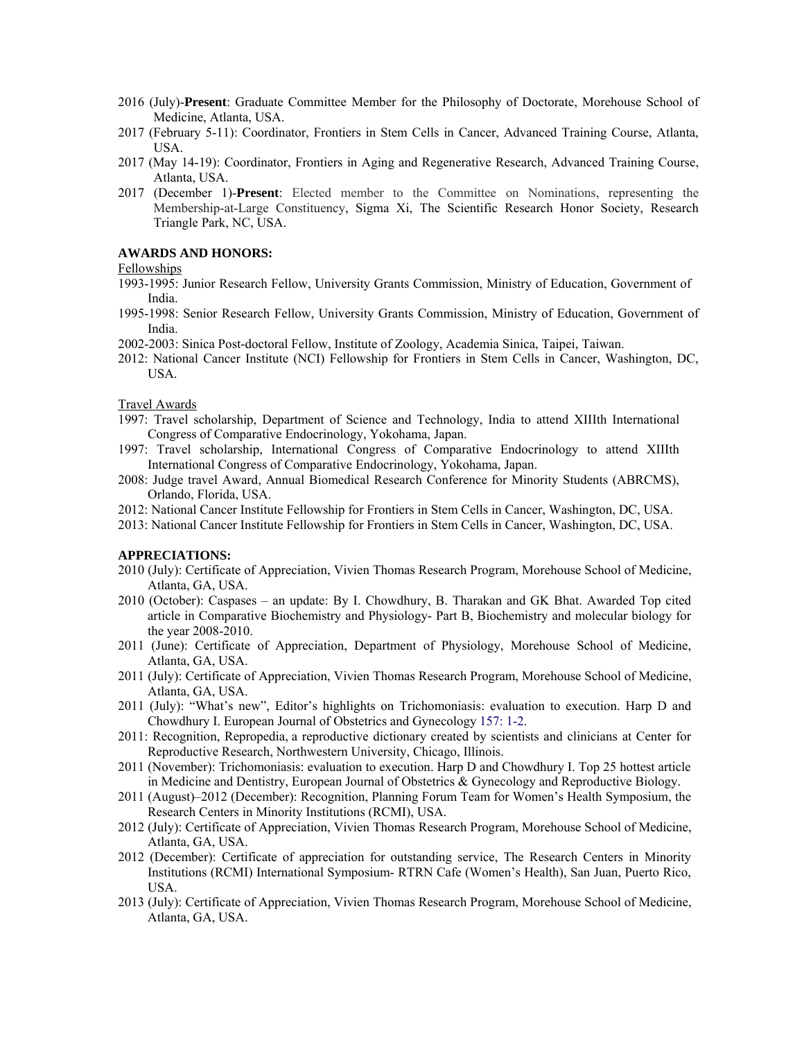2016 (July)-**Present**: Graduate Committee Member for the Philosophy of Doctorate, Morehouse School of Medicine, Atlanta, USA.

2017 (February 5-11): Coordinator, Frontiers in Stem Cells in Cancer, Advanced Training Course, Atlanta, USA.

2017 (May 14-19): Coordinator, Frontiers in Aging and Regenerative Research, Advanced Training Course, Atlanta, USA.

2017 (December 1)-**Present**: Elected member to the Committee on Nominations, representing the Membership-at-Large Constituency, Sigma Xi, The Scientific Research Honor Society, Research Triangle Park, NC, USA.

**AWARDS AND HONORS:**

Fellowships

1993-1995: Junior Research Fellow, University Grants Commission, Ministry of Education, Government of India.

1995-1998: Senior Research Fellow, University Grants Commission, Ministry of Education, Government of India.

2002-2003: Sinica Post-doctoral Fellow, Institute of Zoology, Academia Sinica, Taipei, Taiwan.

2012: National Cancer Institute (NCI) Fellowship for Frontiers in Stem Cells in Cancer, Washington, DC, USA.

Travel Awards

1997: Travel scholarship, Department of Science and Technology, India to attend XIIIth International Congress of Comparative Endocrinology, Yokohama, Japan.

1997: Travel scholarship, International Congress of Comparative Endocrinology to attend XIIIth International Congress of Comparative Endocrinology, Yokohama, Japan.

2008: Judge travel Award, Annual Biomedical Research Conference for Minority Students (ABRCMS), Orlando, Florida, USA.

2012: National Cancer Institute Fellowship for Frontiers in Stem Cells in Cancer, Washington, DC, USA.

2013: National Cancer Institute Fellowship for Frontiers in Stem Cells in Cancer, Washington, DC, USA.

**APPRECIATIONS:**

2010 (July): Certificate of Appreciation, Vivien Thomas Research Program, Morehouse School of Medicine, Atlanta, GA, USA.

2010 (October): Caspases – an update: By I. Chowdhury, B. Tharakan and GK Bhat. Awarded Top cited article in Comparative Biochemistry and Physiology- Part B, Biochemistry and molecular biology for the year 2008-2010.

2011 (June): Certificate of Appreciation, Department of Physiology, Morehouse School of Medicine, Atlanta, GA, USA.

2011 (July): Certificate of Appreciation, Vivien Thomas Research Program, Morehouse School of Medicine, Atlanta, GA, USA.

2011 (July): "What's new", Editor's highlights on Trichomoniasis: evaluation to execution. Harp D and Chowdhury I. European Journal of Obstetrics and Gynecology 157: 1-2.

2011: Recognition, Repropedia, a reproductive dictionary created by scientists and clinicians at Center for Reproductive Research, Northwestern University, Chicago, Illinois.

2011 (November): Trichomoniasis: evaluation to execution. Harp D and Chowdhury I. Top 25 hottest article in Medicine and Dentistry, European Journal of Obstetrics & Gynecology and Reproductive Biology.

2011 (August)–2012 (December): Recognition, Planning Forum Team for Women's Health Symposium, the Research Centers in Minority Institutions (RCMI), USA.

2012 (July): Certificate of Appreciation, Vivien Thomas Research Program, Morehouse School of Medicine, Atlanta, GA, USA.

2012 (December): Certificate of appreciation for outstanding service, The Research Centers in Minority Institutions (RCMI) International Symposium- RTRN Cafe (Women's Health), San Juan, Puerto Rico, USA.

2013 (July): Certificate of Appreciation, Vivien Thomas Research Program, Morehouse School of Medicine, Atlanta, GA, USA.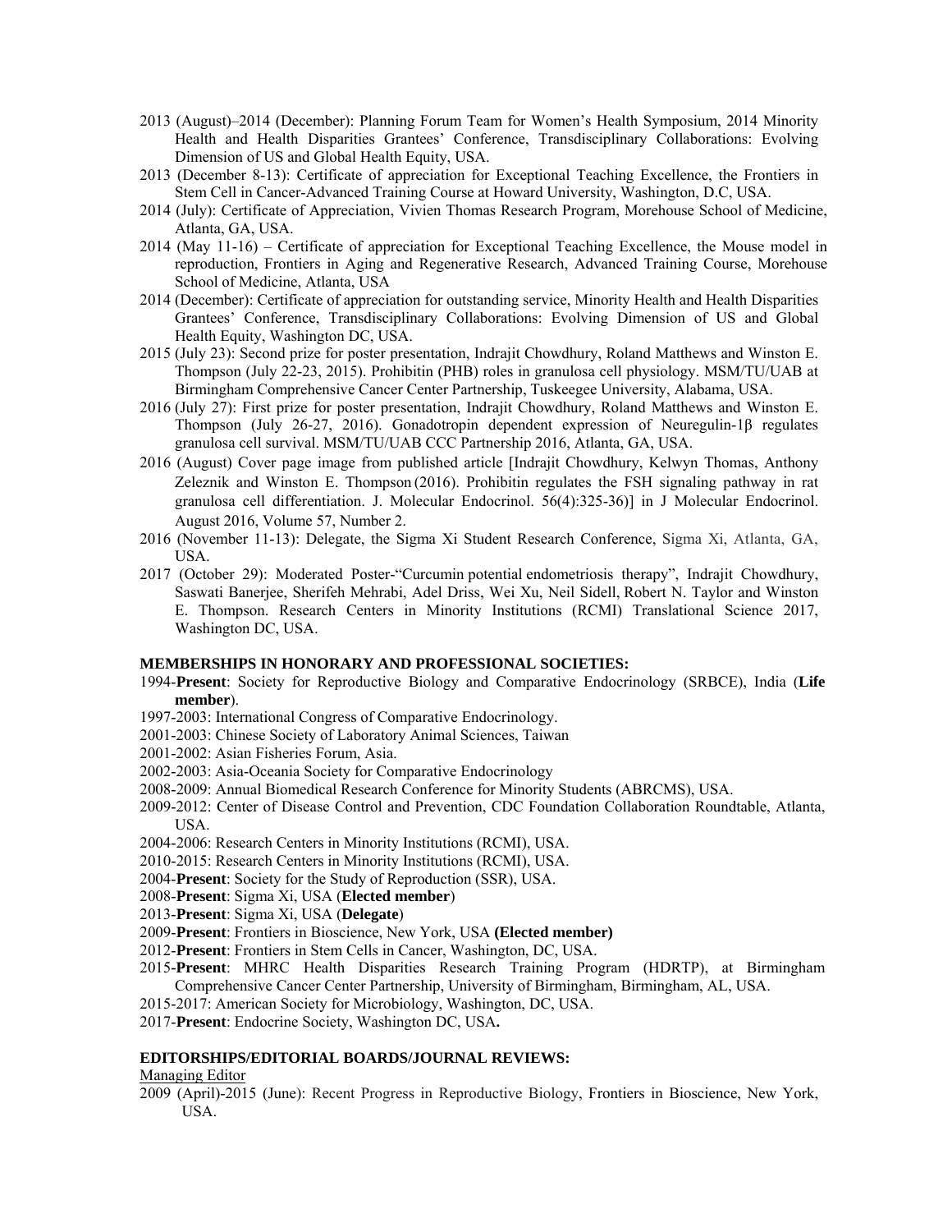- 2013 (August)–2014 (December): Planning Forum Team for Women's Health Symposium, 2014 Minority Health and Health Disparities Grantees' Conference, Transdisciplinary Collaborations: Evolving Dimension of US and Global Health Equity, USA.
- 2013 (December 8-13): Certificate of appreciation for Exceptional Teaching Excellence, the Frontiers in Stem Cell in Cancer-Advanced Training Course at Howard University, Washington, D.C, USA.
- 2014 (July): Certificate of Appreciation, Vivien Thomas Research Program, Morehouse School of Medicine, Atlanta, GA, USA.
- 2014 (May 11-16) – Certificate of appreciation for Exceptional Teaching Excellence, the Mouse model in reproduction, Frontiers in Aging and Regenerative Research, Advanced Training Course, Morehouse School of Medicine, Atlanta, USA
- 2014 (December): Certificate of appreciation for outstanding service, Minority Health and Health Disparities Grantees' Conference, Transdisciplinary Collaborations: Evolving Dimension of US and Global Health Equity, Washington DC, USA.
- 2015 (July 23): Second prize for poster presentation, Indrajit Chowdhury, Roland Matthews and Winston E. Thompson (July 22-23, 2015). Prohibitin (PHB) roles in granulosa cell physiology. MSM/TU/UAB at Birmingham Comprehensive Cancer Center Partnership, Tuskeegee University, Alabama, USA.
- 2016 (July 27): First prize for poster presentation, Indrajit Chowdhury, Roland Matthews and Winston E. Thompson (July 26-27, 2016). Gonadotropin dependent expression of Neuregulin-1β regulates granulosa cell survival. MSM/TU/UAB CCC Partnership 2016, Atlanta, GA, USA.
- 2016 (August) Cover page image from published article [Indrajit Chowdhury, Kelwyn Thomas, Anthony Zeleznik and Winston E. Thompson (2016). Prohibitin regulates the FSH signaling pathway in rat granulosa cell differentiation. J. Molecular Endocrinol. 56(4):325-36)] in J Molecular Endocrinol. August 2016, Volume 57, Number 2.
- 2016 (November 11-13): Delegate, the Sigma Xi Student Research Conference, Sigma Xi, Atlanta, GA, USA.
- 2017 (October 29): Moderated Poster-"Curcumin potential endometriosis therapy", Indrajit Chowdhury, Saswati Banerjee, Sherifeh Mehrabi, Adel Driss, Wei Xu, Neil Sidell, Robert N. Taylor and Winston E. Thompson. Research Centers in Minority Institutions (RCMI) Translational Science 2017, Washington DC, USA.

## MEMBERSHIPS IN HONORARY AND PROFESSIONAL SOCIETIES:

- 1994-**Present**: Society for Reproductive Biology and Comparative Endocrinology (SRBCE), India (**Life member**).
- 1997-2003: International Congress of Comparative Endocrinology.
- 2001-2003: Chinese Society of Laboratory Animal Sciences, Taiwan
- 2001-2002: Asian Fisheries Forum, Asia.
- 2002-2003: Asia-Oceania Society for Comparative Endocrinology
- 2008-2009: Annual Biomedical Research Conference for Minority Students (ABRCMS), USA.
- 2009-2012: Center of Disease Control and Prevention, CDC Foundation Collaboration Roundtable, Atlanta, USA.
- 2004-2006: Research Centers in Minority Institutions (RCMI), USA.
- 2010-2015: Research Centers in Minority Institutions (RCMI), USA.
- 2004-**Present**: Society for the Study of Reproduction (SSR), USA.
- 2008-**Present**: Sigma Xi, USA (**Elected member**)
- 2013-**Present**: Sigma Xi, USA (**Delegate**)
- 2009-**Present**: Frontiers in Bioscience, New York, USA **(Elected member)**
- 2012-**Present**: Frontiers in Stem Cells in Cancer, Washington, DC, USA.
- 2015-**Present**: MHRC Health Disparities Research Training Program (HDRTP), at Birmingham Comprehensive Cancer Center Partnership, University of Birmingham, Birmingham, AL, USA.
- 2015-2017: American Society for Microbiology, Washington, DC, USA.
- 2017-**Present**: Endocrine Society, Washington DC, USA**.**

## EDITORSHIPS/EDITORIAL BOARDS/JOURNAL REVIEWS:

Managing Editor

- 2009 (April)-2015 (June): Recent Progress in Reproductive Biology, Frontiers in Bioscience, New York, USA.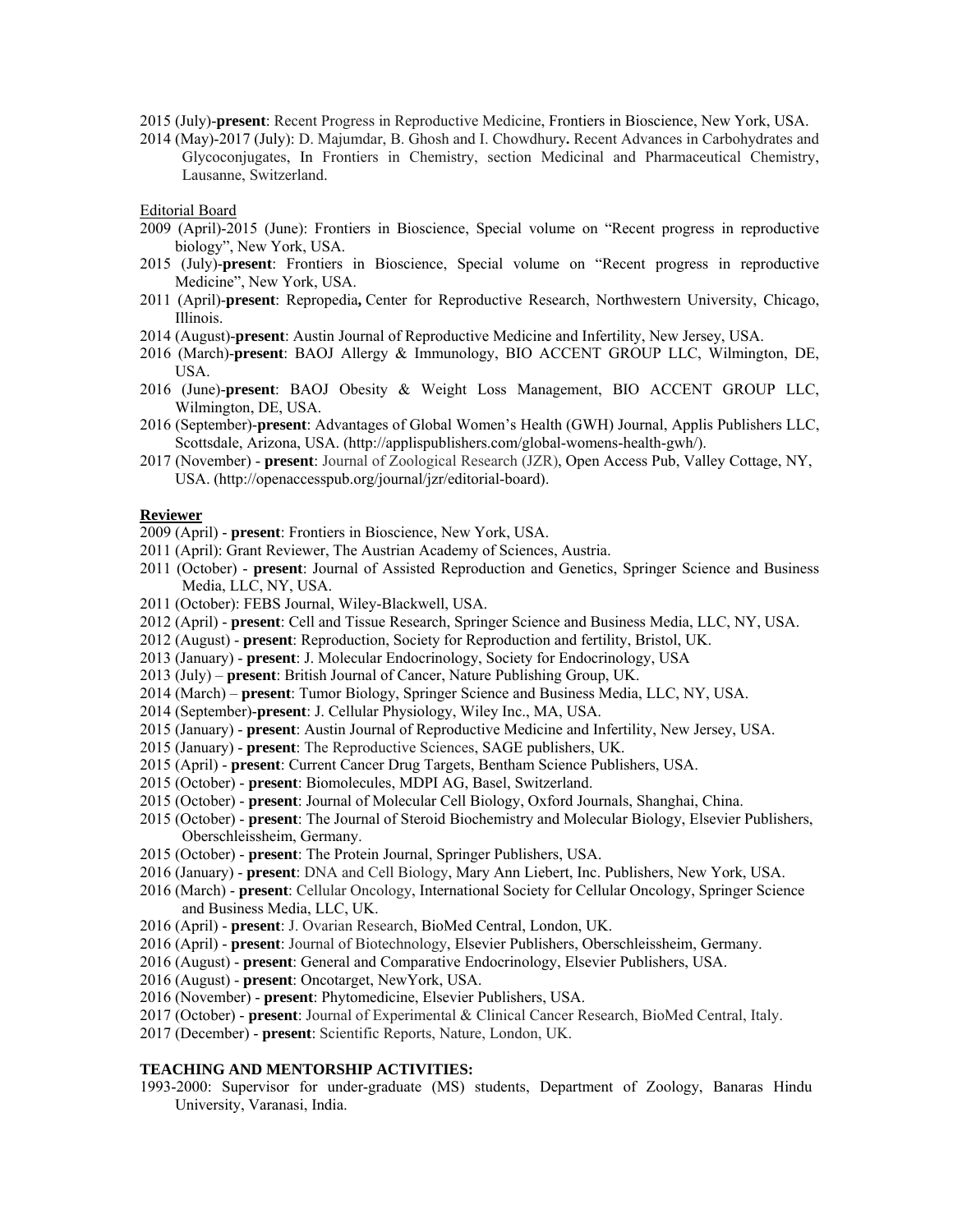2015 (July)-**present**: Recent Progress in Reproductive Medicine, Frontiers in Bioscience, New York, USA.

2014 (May)-2017 (July): D. Majumdar, B. Ghosh and I. Chowdhury**.** Recent Advances in Carbohydrates and Glycoconjugates, In Frontiers in Chemistry, section Medicinal and Pharmaceutical Chemistry, Lausanne, Switzerland.

Editorial Board

2009 (April)-2015 (June): Frontiers in Bioscience, Special volume on "Recent progress in reproductive biology", New York, USA.

2015 (July)-**present**: Frontiers in Bioscience, Special volume on "Recent progress in reproductive Medicine", New York, USA.

2011 (April)-**present**: Repropedia**,** Center for Reproductive Research, Northwestern University, Chicago, Illinois.

2014 (August)-**present**: Austin Journal of Reproductive Medicine and Infertility, New Jersey, USA.

2016 (March)-**present**: BAOJ Allergy & Immunology, BIO ACCENT GROUP LLC, Wilmington, DE, USA.

2016 (June)-**present**: BAOJ Obesity & Weight Loss Management, BIO ACCENT GROUP LLC, Wilmington, DE, USA.

2016 (September)-**present**: Advantages of Global Women's Health (GWH) Journal, Applis Publishers LLC, Scottsdale, Arizona, USA. (http://applispublishers.com/global-womens-health-gwh/).

2017 (November) - **present**: Journal of Zoological Research (JZR), Open Access Pub, Valley Cottage, NY, USA. (http://openaccesspub.org/journal/jzr/editorial-board).

**Reviewer**

2009 (April) - **present**: Frontiers in Bioscience, New York, USA.

2011 (April): Grant Reviewer, The Austrian Academy of Sciences, Austria.

2011 (October) - **present**: Journal of Assisted Reproduction and Genetics, Springer Science and Business Media, LLC, NY, USA.

2011 (October): FEBS Journal, Wiley-Blackwell, USA.

2012 (April) - **present**: Cell and Tissue Research, Springer Science and Business Media, LLC, NY, USA.

2012 (August) - **present**: Reproduction, Society for Reproduction and fertility, Bristol, UK.

2013 (January) - **present**: J. Molecular Endocrinology, Society for Endocrinology, USA

2013 (July) – **present**: British Journal of Cancer, Nature Publishing Group, UK.

2014 (March) – **present**: Tumor Biology, Springer Science and Business Media, LLC, NY, USA.

2014 (September)-**present**: J. Cellular Physiology, Wiley Inc., MA, USA.

2015 (January) - **present**: Austin Journal of Reproductive Medicine and Infertility, New Jersey, USA.

2015 (January) - **present**: The Reproductive Sciences, SAGE publishers, UK.

2015 (April) - **present**: Current Cancer Drug Targets, Bentham Science Publishers, USA.

2015 (October) - **present**: Biomolecules, MDPI AG, Basel, Switzerland.

2015 (October) - **present**: Journal of Molecular Cell Biology, Oxford Journals, Shanghai, China.

2015 (October) - **present**: The Journal of Steroid Biochemistry and Molecular Biology, Elsevier Publishers, Oberschleissheim, Germany.

2015 (October) - **present**: The Protein Journal, Springer Publishers, USA.

2016 (January) - **present**: DNA and Cell Biology, Mary Ann Liebert, Inc. Publishers, New York, USA.

2016 (March) - **present**: Cellular Oncology, International Society for Cellular Oncology, Springer Science and Business Media, LLC, UK.

2016 (April) - **present**: J. Ovarian Research, BioMed Central, London, UK.

2016 (April) - **present**: Journal of Biotechnology, Elsevier Publishers, Oberschleissheim, Germany.

2016 (August) - **present**: General and Comparative Endocrinology, Elsevier Publishers, USA.

2016 (August) - **present**: Oncotarget, NewYork, USA.

2016 (November) - **present**: Phytomedicine, Elsevier Publishers, USA.

2017 (October) - **present**: Journal of Experimental & Clinical Cancer Research, BioMed Central, Italy.

2017 (December) - **present**: Scientific Reports, Nature, London, UK.

**TEACHING AND MENTORSHIP ACTIVITIES:**

1993-2000: Supervisor for under-graduate (MS) students, Department of Zoology, Banaras Hindu University, Varanasi, India.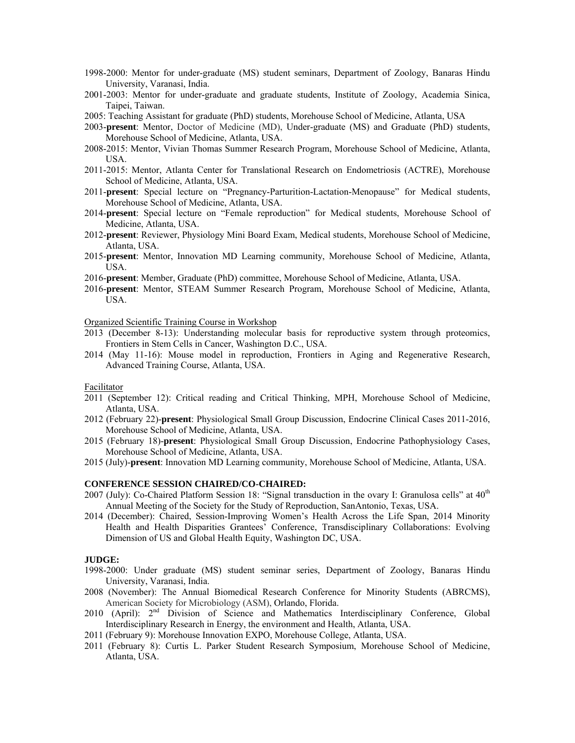1998-2000: Mentor for under-graduate (MS) student seminars, Department of Zoology, Banaras Hindu University, Varanasi, India.

2001-2003: Mentor for under-graduate and graduate students, Institute of Zoology, Academia Sinica, Taipei, Taiwan.

2005: Teaching Assistant for graduate (PhD) students, Morehouse School of Medicine, Atlanta, USA

2003-**present**: Mentor, Doctor of Medicine (MD), Under-graduate (MS) and Graduate (PhD) students, Morehouse School of Medicine, Atlanta, USA.

2008-2015: Mentor, Vivian Thomas Summer Research Program, Morehouse School of Medicine, Atlanta, USA.

2011-2015: Mentor, Atlanta Center for Translational Research on Endometriosis (ACTRE), Morehouse School of Medicine, Atlanta, USA.

2011-**present**: Special lecture on "Pregnancy-Parturition-Lactation-Menopause" for Medical students, Morehouse School of Medicine, Atlanta, USA.

2014-**present**: Special lecture on "Female reproduction" for Medical students, Morehouse School of Medicine, Atlanta, USA.

2012-**present**: Reviewer, Physiology Mini Board Exam, Medical students, Morehouse School of Medicine, Atlanta, USA.

2015-**present**: Mentor, Innovation MD Learning community, Morehouse School of Medicine, Atlanta, USA.

2016-**present**: Member, Graduate (PhD) committee, Morehouse School of Medicine, Atlanta, USA.

2016-**present**: Mentor, STEAM Summer Research Program, Morehouse School of Medicine, Atlanta, USA.

Organized Scientific Training Course in Workshop

2013 (December 8-13): Understanding molecular basis for reproductive system through proteomics, Frontiers in Stem Cells in Cancer, Washington D.C., USA.

2014 (May 11-16): Mouse model in reproduction, Frontiers in Aging and Regenerative Research, Advanced Training Course, Atlanta, USA.

Facilitator

2011 (September 12): Critical reading and Critical Thinking, MPH, Morehouse School of Medicine, Atlanta, USA.

2012 (February 22)-**present**: Physiological Small Group Discussion, Endocrine Clinical Cases 2011-2016, Morehouse School of Medicine, Atlanta, USA.

2015 (February 18)-**present**: Physiological Small Group Discussion, Endocrine Pathophysiology Cases, Morehouse School of Medicine, Atlanta, USA.

2015 (July)-**present**: Innovation MD Learning community, Morehouse School of Medicine, Atlanta, USA.

**CONFERENCE SESSION CHAIRED/CO-CHAIRED:**

2007 (July): Co-Chaired Platform Session 18: "Signal transduction in the ovary I: Granulosa cells" at 40th Annual Meeting of the Society for the Study of Reproduction, SanAntonio, Texas, USA.

2014 (December): Chaired, Session-Improving Women's Health Across the Life Span, 2014 Minority Health and Health Disparities Grantees' Conference, Transdisciplinary Collaborations: Evolving Dimension of US and Global Health Equity, Washington DC, USA.

**JUDGE:**

1998-2000: Under graduate (MS) student seminar series, Department of Zoology, Banaras Hindu University, Varanasi, India.

2008 (November): The Annual Biomedical Research Conference for Minority Students (ABRCMS), American Society for Microbiology (ASM), Orlando, Florida.

2010 (April): 2nd Division of Science and Mathematics Interdisciplinary Conference, Global Interdisciplinary Research in Energy, the environment and Health, Atlanta, USA.

2011 (February 9): Morehouse Innovation EXPO, Morehouse College, Atlanta, USA.

2011 (February 8): Curtis L. Parker Student Research Symposium, Morehouse School of Medicine, Atlanta, USA.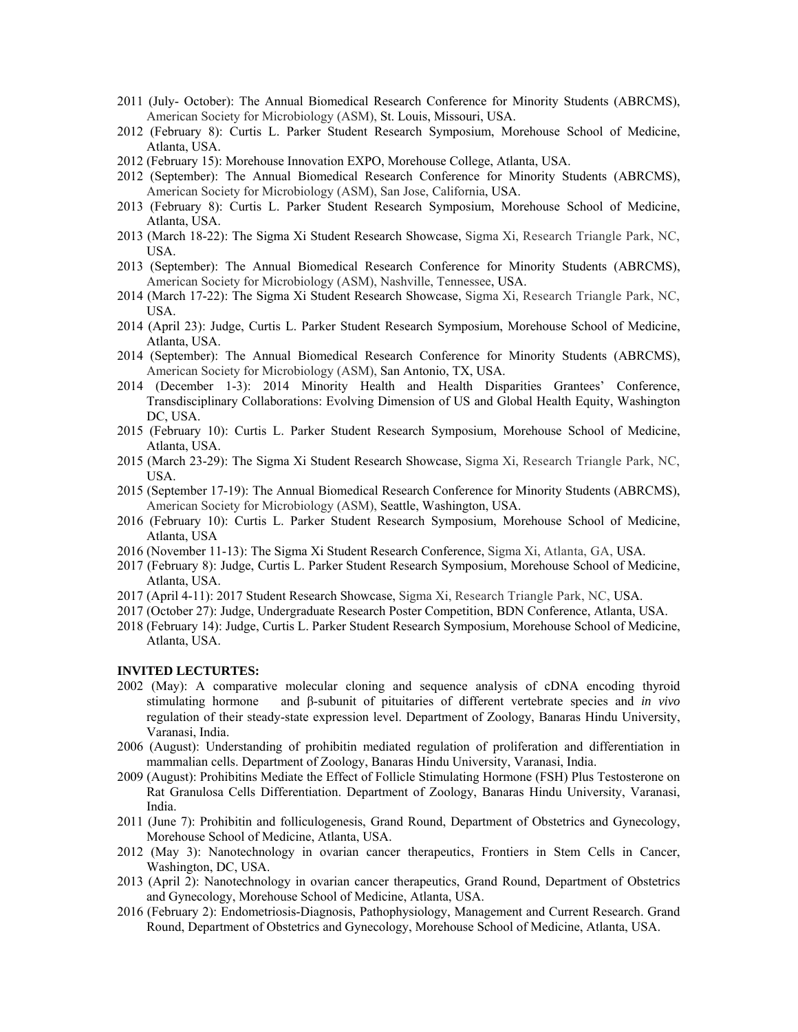- 2011 (July- October): The Annual Biomedical Research Conference for Minority Students (ABRCMS), American Society for Microbiology (ASM), St. Louis, Missouri, USA.
- 2012 (February 8): Curtis L. Parker Student Research Symposium, Morehouse School of Medicine, Atlanta, USA.
- 2012 (February 15): Morehouse Innovation EXPO, Morehouse College, Atlanta, USA.
- 2012 (September): The Annual Biomedical Research Conference for Minority Students (ABRCMS), American Society for Microbiology (ASM), San Jose, California, USA.
- 2013 (February 8): Curtis L. Parker Student Research Symposium, Morehouse School of Medicine, Atlanta, USA.
- 2013 (March 18-22): The Sigma Xi Student Research Showcase, Sigma Xi, Research Triangle Park, NC, USA.
- 2013 (September): The Annual Biomedical Research Conference for Minority Students (ABRCMS), American Society for Microbiology (ASM), Nashville, Tennessee, USA.
- 2014 (March 17-22): The Sigma Xi Student Research Showcase, Sigma Xi, Research Triangle Park, NC, USA.
- 2014 (April 23): Judge, Curtis L. Parker Student Research Symposium, Morehouse School of Medicine, Atlanta, USA.
- 2014 (September): The Annual Biomedical Research Conference for Minority Students (ABRCMS), American Society for Microbiology (ASM), San Antonio, TX, USA.
- 2014 (December 1-3): 2014 Minority Health and Health Disparities Grantees' Conference, Transdisciplinary Collaborations: Evolving Dimension of US and Global Health Equity, Washington DC, USA.
- 2015 (February 10): Curtis L. Parker Student Research Symposium, Morehouse School of Medicine, Atlanta, USA.
- 2015 (March 23-29): The Sigma Xi Student Research Showcase, Sigma Xi, Research Triangle Park, NC, USA.
- 2015 (September 17-19): The Annual Biomedical Research Conference for Minority Students (ABRCMS), American Society for Microbiology (ASM), Seattle, Washington, USA.
- 2016 (February 10): Curtis L. Parker Student Research Symposium, Morehouse School of Medicine, Atlanta, USA
- 2016 (November 11-13): The Sigma Xi Student Research Conference, Sigma Xi, Atlanta, GA, USA.
- 2017 (February 8): Judge, Curtis L. Parker Student Research Symposium, Morehouse School of Medicine, Atlanta, USA.
- 2017 (April 4-11): 2017 Student Research Showcase, Sigma Xi, Research Triangle Park, NC, USA.
- 2017 (October 27): Judge, Undergraduate Research Poster Competition, BDN Conference, Atlanta, USA.
- 2018 (February 14): Judge, Curtis L. Parker Student Research Symposium, Morehouse School of Medicine, Atlanta, USA.

**INVITED LECTURTES:**

- 2002 (May): A comparative molecular cloning and sequence analysis of cDNA encoding thyroid stimulating hormone and β-subunit of pituitaries of different vertebrate species and *in vivo* regulation of their steady-state expression level. Department of Zoology, Banaras Hindu University, Varanasi, India.
- 2006 (August): Understanding of prohibitin mediated regulation of proliferation and differentiation in mammalian cells. Department of Zoology, Banaras Hindu University, Varanasi, India.
- 2009 (August): Prohibitins Mediate the Effect of Follicle Stimulating Hormone (FSH) Plus Testosterone on Rat Granulosa Cells Differentiation. Department of Zoology, Banaras Hindu University, Varanasi, India.
- 2011 (June 7): Prohibitin and folliculogenesis, Grand Round, Department of Obstetrics and Gynecology, Morehouse School of Medicine, Atlanta, USA.
- 2012 (May 3): Nanotechnology in ovarian cancer therapeutics, Frontiers in Stem Cells in Cancer, Washington, DC, USA.
- 2013 (April 2): Nanotechnology in ovarian cancer therapeutics, Grand Round, Department of Obstetrics and Gynecology, Morehouse School of Medicine, Atlanta, USA.
- 2016 (February 2): Endometriosis-Diagnosis, Pathophysiology, Management and Current Research. Grand Round, Department of Obstetrics and Gynecology, Morehouse School of Medicine, Atlanta, USA.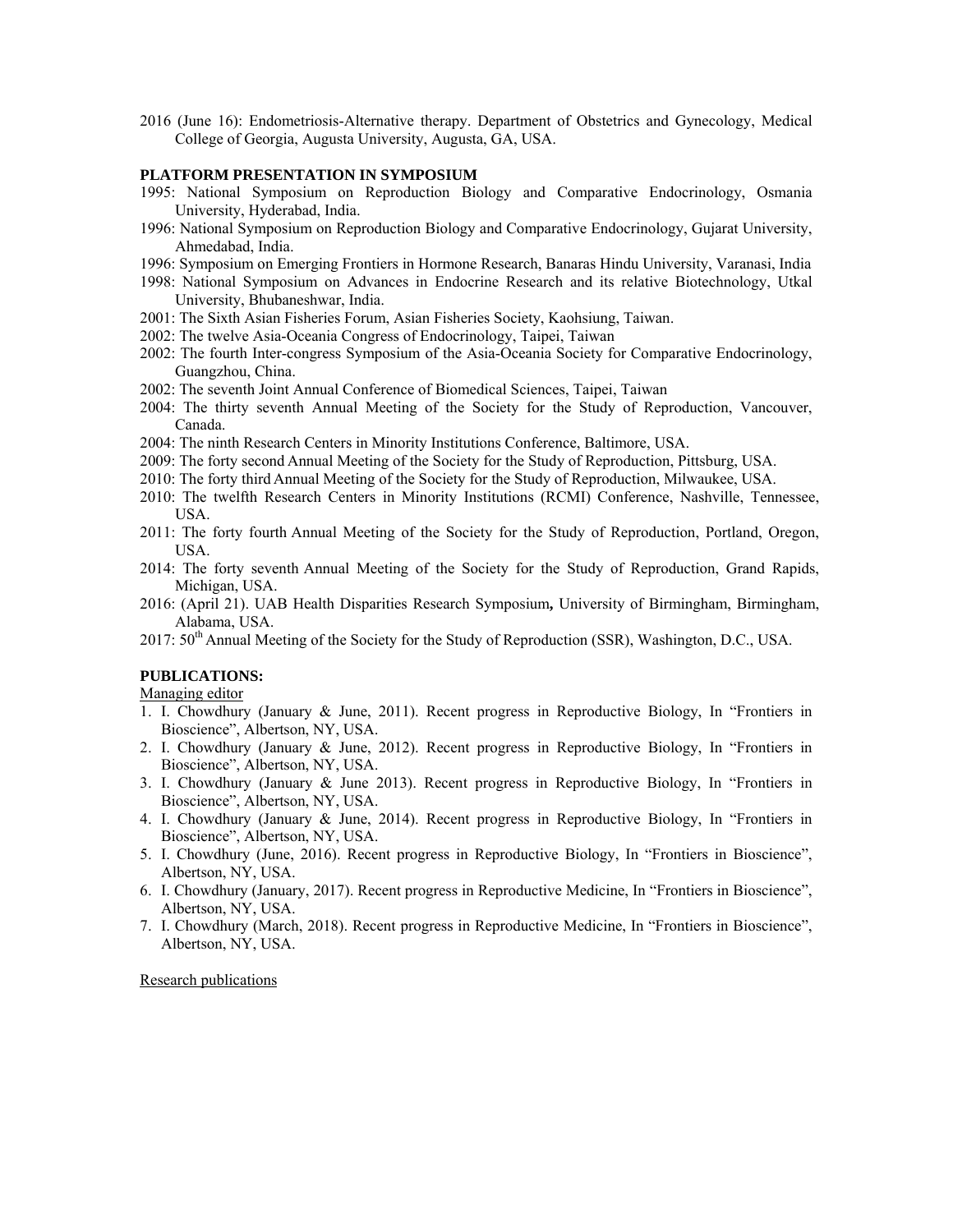2016 (June 16): Endometriosis-Alternative therapy. Department of Obstetrics and Gynecology, Medical College of Georgia, Augusta University, Augusta, GA, USA.

**PLATFORM PRESENTATION IN SYMPOSIUM**

1995: National Symposium on Reproduction Biology and Comparative Endocrinology, Osmania University, Hyderabad, India.

1996: National Symposium on Reproduction Biology and Comparative Endocrinology, Gujarat University, Ahmedabad, India.

1996: Symposium on Emerging Frontiers in Hormone Research, Banaras Hindu University, Varanasi, India

1998: National Symposium on Advances in Endocrine Research and its relative Biotechnology, Utkal University, Bhubaneshwar, India.

2001: The Sixth Asian Fisheries Forum, Asian Fisheries Society, Kaohsiung, Taiwan.

2002: The twelve Asia-Oceania Congress of Endocrinology, Taipei, Taiwan

2002: The fourth Inter-congress Symposium of the Asia-Oceania Society for Comparative Endocrinology, Guangzhou, China.

2002: The seventh Joint Annual Conference of Biomedical Sciences, Taipei, Taiwan

2004: The thirty seventh Annual Meeting of the Society for the Study of Reproduction, Vancouver, Canada.

2004: The ninth Research Centers in Minority Institutions Conference, Baltimore, USA.

2009: The forty second Annual Meeting of the Society for the Study of Reproduction, Pittsburg, USA.

2010: The forty third Annual Meeting of the Society for the Study of Reproduction, Milwaukee, USA.

2010: The twelfth Research Centers in Minority Institutions (RCMI) Conference, Nashville, Tennessee, USA.

2011: The forty fourth Annual Meeting of the Society for the Study of Reproduction, Portland, Oregon, USA.

2014: The forty seventh Annual Meeting of the Society for the Study of Reproduction, Grand Rapids, Michigan, USA.

2016: (April 21). UAB Health Disparities Research Symposium**,** University of Birmingham, Birmingham, Alabama, USA.

2017: 50th Annual Meeting of the Society for the Study of Reproduction (SSR), Washington, D.C., USA.

**PUBLICATIONS:**

Managing editor

1. I. Chowdhury (January & June, 2011). Recent progress in Reproductive Biology, In "Frontiers in Bioscience", Albertson, NY, USA.
2. I. Chowdhury (January & June, 2012). Recent progress in Reproductive Biology, In "Frontiers in Bioscience", Albertson, NY, USA.
3. I. Chowdhury (January & June 2013). Recent progress in Reproductive Biology, In "Frontiers in Bioscience", Albertson, NY, USA.
4. I. Chowdhury (January & June, 2014). Recent progress in Reproductive Biology, In "Frontiers in Bioscience", Albertson, NY, USA.
5. I. Chowdhury (June, 2016). Recent progress in Reproductive Biology, In "Frontiers in Bioscience", Albertson, NY, USA.
6. I. Chowdhury (January, 2017). Recent progress in Reproductive Medicine, In "Frontiers in Bioscience", Albertson, NY, USA.
7. I. Chowdhury (March, 2018). Recent progress in Reproductive Medicine, In "Frontiers in Bioscience", Albertson, NY, USA.

Research publications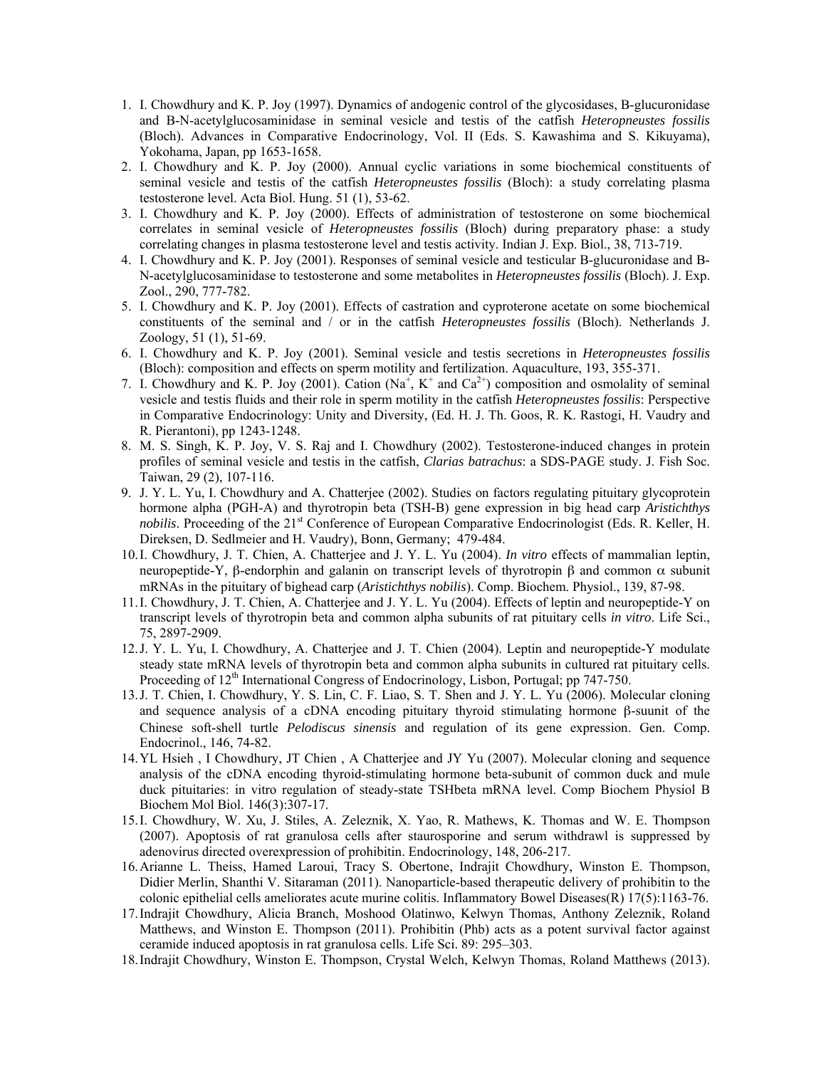1. I. Chowdhury and K. P. Joy (1997). Dynamics of andogenic control of the glycosidases, B-glucuronidase and B-N-acetylglucosaminidase in seminal vesicle and testis of the catfish *Heteropneustes fossilis* (Bloch). Advances in Comparative Endocrinology, Vol. II (Eds. S. Kawashima and S. Kikuyama), Yokohama, Japan, pp 1653-1658.
2. I. Chowdhury and K. P. Joy (2000). Annual cyclic variations in some biochemical constituents of seminal vesicle and testis of the catfish *Heteropneustes fossilis* (Bloch): a study correlating plasma testosterone level. Acta Biol. Hung. 51 (1), 53-62.
3. I. Chowdhury and K. P. Joy (2000). Effects of administration of testosterone on some biochemical correlates in seminal vesicle of *Heteropneustes fossilis* (Bloch) during preparatory phase: a study correlating changes in plasma testosterone level and testis activity. Indian J. Exp. Biol., 38, 713-719.
4. I. Chowdhury and K. P. Joy (2001). Responses of seminal vesicle and testicular B-glucuronidase and B-N-acetylglucosaminidase to testosterone and some metabolites in *Heteropneustes fossilis* (Bloch). J. Exp. Zool., 290, 777-782.
5. I. Chowdhury and K. P. Joy (2001). Effects of castration and cyproterone acetate on some biochemical constituents of the seminal and / or in the catfish *Heteropneustes fossilis* (Bloch). Netherlands J. Zoology, 51 (1), 51-69.
6. I. Chowdhury and K. P. Joy (2001). Seminal vesicle and testis secretions in *Heteropneustes fossilis* (Bloch): composition and effects on sperm motility and fertilization. Aquaculture, 193, 355-371.
7. I. Chowdhury and K. P. Joy (2001). Cation ($Na^{+}$, $K^{+}$ and $Ca^{2+}$) composition and osmolality of seminal vesicle and testis fluids and their role in sperm motility in the catfish *Heteropneustes fossilis*: Perspective in Comparative Endocrinology: Unity and Diversity, (Ed. H. J. Th. Goos, R. K. Rastogi, H. Vaudry and R. Pierantoni), pp 1243-1248.
8. M. S. Singh, K. P. Joy, V. S. Raj and I. Chowdhury (2002). Testosterone-induced changes in protein profiles of seminal vesicle and testis in the catfish, *Clarias batrachus*: a SDS-PAGE study. J. Fish Soc. Taiwan, 29 (2), 107-116.
9. J. Y. L. Yu, I. Chowdhury and A. Chatterjee (2002). Studies on factors regulating pituitary glycoprotein hormone alpha (PGH-A) and thyrotropin beta (TSH-B) gene expression in big head carp *Aristichthys nobilis*. Proceeding of the 21st Conference of European Comparative Endocrinologist (Eds. R. Keller, H. Direksen, D. Sedlmeier and H. Vaudry), Bonn, Germany; 479-484.
10. I. Chowdhury, J. T. Chien, A. Chatterjee and J. Y. L. Yu (2004). *In vitro* effects of mammalian leptin, neuropeptide-Y, β-endorphin and galanin on transcript levels of thyrotropin β and common α subunit mRNAs in the pituitary of bighead carp (*Aristichthys nobilis*). Comp. Biochem. Physiol., 139, 87-98.
11. I. Chowdhury, J. T. Chien, A. Chatterjee and J. Y. L. Yu (2004). Effects of leptin and neuropeptide-Y on transcript levels of thyrotropin beta and common alpha subunits of rat pituitary cells *in vitro*. Life Sci., 75, 2897-2909.
12. J. Y. L. Yu, I. Chowdhury, A. Chatterjee and J. T. Chien (2004). Leptin and neuropeptide-Y modulate steady state mRNA levels of thyrotropin beta and common alpha subunits in cultured rat pituitary cells. Proceeding of 12th International Congress of Endocrinology, Lisbon, Portugal; pp 747-750.
13. J. T. Chien, I. Chowdhury, Y. S. Lin, C. F. Liao, S. T. Shen and J. Y. L. Yu (2006). Molecular cloning and sequence analysis of a cDNA encoding pituitary thyroid stimulating hormone β-suunit of the Chinese soft-shell turtle *Pelodiscus sinensis* and regulation of its gene expression. Gen. Comp. Endocrinol., 146, 74-82.
14. YL Hsieh , I Chowdhury, JT Chien , A Chatterjee and JY Yu (2007). Molecular cloning and sequence analysis of the cDNA encoding thyroid-stimulating hormone beta-subunit of common duck and mule duck pituitaries: in vitro regulation of steady-state TSHbeta mRNA level. Comp Biochem Physiol B Biochem Mol Biol. 146(3):307-17.
15. I. Chowdhury, W. Xu, J. Stiles, A. Zeleznik, X. Yao, R. Mathews, K. Thomas and W. E. Thompson (2007). Apoptosis of rat granulosa cells after staurosporine and serum withdrawl is suppressed by adenovirus directed overexpression of prohibitin. Endocrinology, 148, 206-217.
16. Arianne L. Theiss, Hamed Laroui, Tracy S. Obertone, Indrajit Chowdhury, Winston E. Thompson, Didier Merlin, Shanthi V. Sitaraman (2011). Nanoparticle-based therapeutic delivery of prohibitin to the colonic epithelial cells ameliorates acute murine colitis. Inflammatory Bowel Diseases(R) 17(5):1163-76.
17. Indrajit Chowdhury, Alicia Branch, Moshood Olatinwo, Kelwyn Thomas, Anthony Zeleznik, Roland Matthews, and Winston E. Thompson (2011). Prohibitin (Phb) acts as a potent survival factor against ceramide induced apoptosis in rat granulosa cells. Life Sci. 89: 295–303.
18. Indrajit Chowdhury, Winston E. Thompson, Crystal Welch, Kelwyn Thomas, Roland Matthews (2013).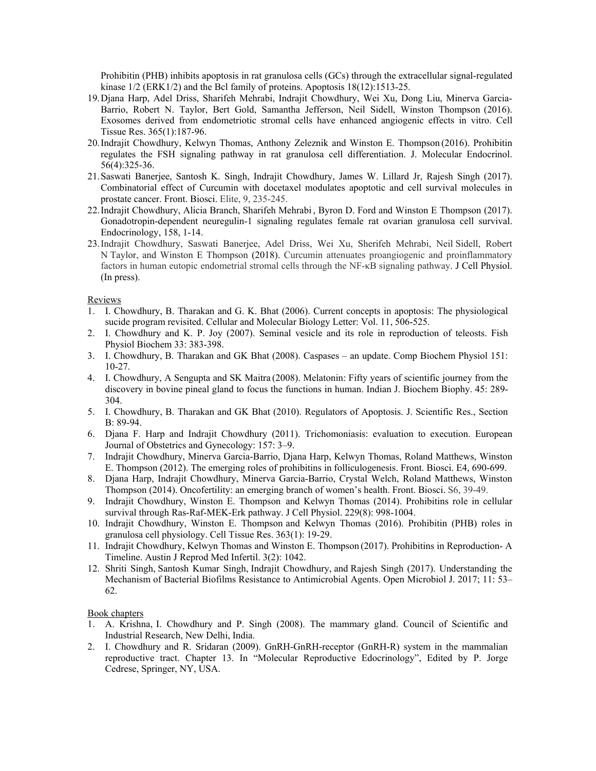Prohibitin (PHB) inhibits apoptosis in rat granulosa cells (GCs) through the extracellular signal-regulated kinase 1/2 (ERK1/2) and the Bcl family of proteins. Apoptosis 18(12):1513-25.

19. Djana Harp, Adel Driss, Sharifeh Mehrabi, Indrajit Chowdhury, Wei Xu, Dong Liu, Minerva Garcia-Barrio, Robert N. Taylor, Bert Gold, Samantha Jefferson, Neil Sidell, Winston Thompson (2016). Exosomes derived from endometriotic stromal cells have enhanced angiogenic effects in vitro. Cell Tissue Res. 365(1):187-96.
20. Indrajit Chowdhury, Kelwyn Thomas, Anthony Zeleznik and Winston E. Thompson (2016). Prohibitin regulates the FSH signaling pathway in rat granulosa cell differentiation. J. Molecular Endocrinol. 56(4):325-36.
21. Saswati Banerjee, Santosh K. Singh, Indrajit Chowdhury, James W. Lillard Jr, Rajesh Singh (2017). Combinatorial effect of Curcumin with docetaxel modulates apoptotic and cell survival molecules in prostate cancer. Front. Biosci. Elite, 9, 235-245.
22. Indrajit Chowdhury, Alicia Branch, Sharifeh Mehrabi , Byron D. Ford and Winston E Thompson (2017). Gonadotropin-dependent neuregulin-1 signaling regulates female rat ovarian granulosa cell survival. Endocrinology, 158, 1-14.
23. Indrajit Chowdhury, Saswati Banerjee, Adel Driss, Wei Xu, Sherifeh Mehrabi, Neil Sidell, Robert N Taylor, and Winston E Thompson (2018). Curcumin attenuates proangiogenic and proinflammatory factors in human eutopic endometrial stromal cells through the NF-κB signaling pathway. J Cell Physiol. (In press).

Reviews

1. I. Chowdhury, B. Tharakan and G. K. Bhat (2006). Current concepts in apoptosis: The physiological sucide program revisited. Cellular and Molecular Biology Letter: Vol. 11, 506-525.
2. I. Chowdhury and K. P. Joy (2007). Seminal vesicle and its role in reproduction of teleosts. Fish Physiol Biochem 33: 383-398.
3. I. Chowdhury, B. Tharakan and GK Bhat (2008). Caspases – an update. Comp Biochem Physiol 151: 10-27.
4. I. Chowdhury, A Sengupta and SK Maitra (2008). Melatonin: Fifty years of scientific journey from the discovery in bovine pineal gland to focus the functions in human. Indian J. Biochem Biophy. 45: 289-304.
5. I. Chowdhury, B. Tharakan and GK Bhat (2010). Regulators of Apoptosis. J. Scientific Res., Section B: 89-94.
6. Djana F. Harp and Indrajit Chowdhury (2011). Trichomoniasis: evaluation to execution. European Journal of Obstetrics and Gynecology: 157: 3–9.
7. Indrajit Chowdhury, Minerva Garcia-Barrio, Djana Harp, Kelwyn Thomas, Roland Matthews, Winston E. Thompson (2012). The emerging roles of prohibitins in folliculogenesis. Front. Biosci. E4, 690-699.
8. Djana Harp, Indrajit Chowdhury, Minerva Garcia-Barrio, Crystal Welch, Roland Matthews, Winston Thompson (2014). Oncofertility: an emerging branch of women's health. Front. Biosci. S6, 39-49.
9. Indrajit Chowdhury, Winston E. Thompson and Kelwyn Thomas (2014). Prohibitins role in cellular survival through Ras-Raf-MEK-Erk pathway. J Cell Physiol. 229(8): 998-1004.
10. Indrajit Chowdhury, Winston E. Thompson and Kelwyn Thomas (2016). Prohibitin (PHB) roles in granulosa cell physiology. Cell Tissue Res. 363(1): 19-29.
11. Indrajit Chowdhury, Kelwyn Thomas and Winston E. Thompson (2017). Prohibitins in Reproduction- A Timeline. Austin J Reprod Med Infertil. 3(2): 1042.
12. Shriti Singh, Santosh Kumar Singh, Indrajit Chowdhury, and Rajesh Singh (2017). Understanding the Mechanism of Bacterial Biofilms Resistance to Antimicrobial Agents. Open Microbiol J. 2017; 11: 53–62.

Book chapters

1. A. Krishna, I. Chowdhury and P. Singh (2008). The mammary gland. Council of Scientific and Industrial Research, New Delhi, India.
2. I. Chowdhury and R. Sridaran (2009). GnRH-GnRH-receptor (GnRH-R) system in the mammalian reproductive tract. Chapter 13. In "Molecular Reproductive Edocrinology", Edited by P. Jorge Cedrese, Springer, NY, USA.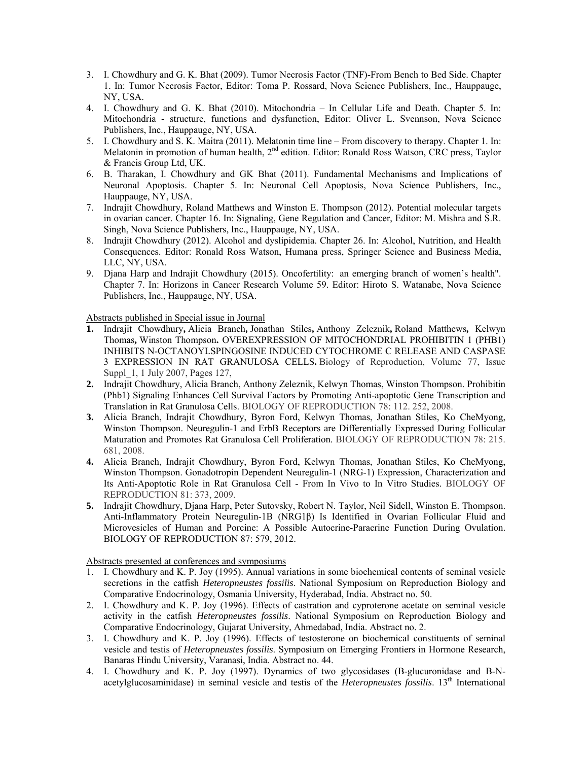3. I. Chowdhury and G. K. Bhat (2009). Tumor Necrosis Factor (TNF)-From Bench to Bed Side. Chapter 1. In: Tumor Necrosis Factor, Editor: Toma P. Rossard, Nova Science Publishers, Inc., Hauppauge, NY, USA.
4. I. Chowdhury and G. K. Bhat (2010). Mitochondria – In Cellular Life and Death. Chapter 5. In: Mitochondria - structure, functions and dysfunction, Editor: Oliver L. Svennson, Nova Science Publishers, Inc., Hauppauge, NY, USA.
5. I. Chowdhury and S. K. Maitra (2011). Melatonin time line – From discovery to therapy. Chapter 1. In: Melatonin in promotion of human health, 2nd edition. Editor: Ronald Ross Watson, CRC press, Taylor & Francis Group Ltd, UK.
6. B. Tharakan, I. Chowdhury and GK Bhat (2011). Fundamental Mechanisms and Implications of Neuronal Apoptosis. Chapter 5. In: Neuronal Cell Apoptosis, Nova Science Publishers, Inc., Hauppauge, NY, USA.
7. Indrajit Chowdhury, Roland Matthews and Winston E. Thompson (2012). Potential molecular targets in ovarian cancer. Chapter 16. In: Signaling, Gene Regulation and Cancer, Editor: M. Mishra and S.R. Singh, Nova Science Publishers, Inc., Hauppauge, NY, USA.
8. Indrajit Chowdhury (2012). Alcohol and dyslipidemia. Chapter 26. In: Alcohol, Nutrition, and Health Consequences. Editor: Ronald Ross Watson, Humana press, Springer Science and Business Media, LLC, NY, USA.
9. Djana Harp and Indrajit Chowdhury (2015). Oncofertility: an emerging branch of women's health". Chapter 7. In: Horizons in Cancer Research Volume 59. Editor: Hiroto S. Watanabe, Nova Science Publishers, Inc., Hauppauge, NY, USA.

Abstracts published in Special issue in Journal

1. Indrajit Chowdhury, Alicia Branch, Jonathan Stiles, Anthony Zeleznik, Roland Matthews, Kelwyn Thomas, Winston Thompson. OVEREXPRESSION OF MITOCHONDRIAL PROHIBITIN 1 (PHB1) INHIBITS N-OCTANOYLSPINGOSINE INDUCED CYTOCHROME C RELEASE AND CASPASE 3 EXPRESSION IN RAT GRANULOSA CELLS. Biology of Reproduction, Volume 77, Issue Suppl_1, 1 July 2007, Pages 127,
2. Indrajit Chowdhury, Alicia Branch, Anthony Zeleznik, Kelwyn Thomas, Winston Thompson. Prohibitin (Phb1) Signaling Enhances Cell Survival Factors by Promoting Anti-apoptotic Gene Transcription and Translation in Rat Granulosa Cells. BIOLOGY OF REPRODUCTION 78: 112. 252, 2008.
3. Alicia Branch, Indrajit Chowdhury, Byron Ford, Kelwyn Thomas, Jonathan Stiles, Ko CheMyong, Winston Thompson. Neuregulin-1 and ErbB Receptors are Differentially Expressed During Follicular Maturation and Promotes Rat Granulosa Cell Proliferation. BIOLOGY OF REPRODUCTION 78: 215. 681, 2008.
4. Alicia Branch, Indrajit Chowdhury, Byron Ford, Kelwyn Thomas, Jonathan Stiles, Ko CheMyong, Winston Thompson. Gonadotropin Dependent Neuregulin-1 (NRG-1) Expression, Characterization and Its Anti-Apoptotic Role in Rat Granulosa Cell - From In Vivo to In Vitro Studies. BIOLOGY OF REPRODUCTION 81: 373, 2009.
5. Indrajit Chowdhury, Djana Harp, Peter Sutovsky, Robert N. Taylor, Neil Sidell, Winston E. Thompson. Anti-Inflammatory Protein Neuregulin-1B (NRG1β) Is Identified in Ovarian Follicular Fluid and Microvesicles of Human and Porcine: A Possible Autocrine-Paracrine Function During Ovulation. BIOLOGY OF REPRODUCTION 87: 579, 2012.

Abstracts presented at conferences and symposiums

1. I. Chowdhury and K. P. Joy (1995). Annual variations in some biochemical contents of seminal vesicle secretions in the catfish *Heteropneustes fossilis*. National Symposium on Reproduction Biology and Comparative Endocrinology, Osmania University, Hyderabad, India. Abstract no. 50.
2. I. Chowdhury and K. P. Joy (1996). Effects of castration and cyproterone acetate on seminal vesicle activity in the catfish *Heteropneustes fossilis*. National Symposium on Reproduction Biology and Comparative Endocrinology, Gujarat University, Ahmedabad, India. Abstract no. 2.
3. I. Chowdhury and K. P. Joy (1996). Effects of testosterone on biochemical constituents of seminal vesicle and testis of *Heteropneustes fossilis*. Symposium on Emerging Frontiers in Hormone Research, Banaras Hindu University, Varanasi, India. Abstract no. 44.
4. I. Chowdhury and K. P. Joy (1997). Dynamics of two glycosidases (B-glucuronidase and B-N-acetylglucosaminidase) in seminal vesicle and testis of the *Heteropneustes fossilis*. 13th International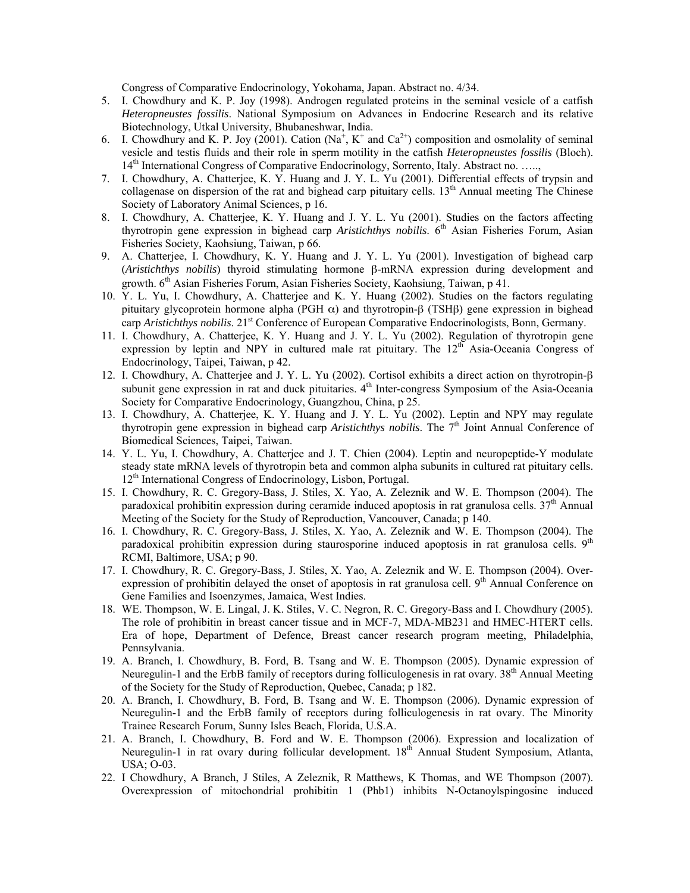Congress of Comparative Endocrinology, Yokohama, Japan. Abstract no. 4/34.

5. I. Chowdhury and K. P. Joy (1998). Androgen regulated proteins in the seminal vesicle of a catfish *Heteropneustes fossilis*. National Symposium on Advances in Endocrine Research and its relative Biotechnology, Utkal University, Bhubaneshwar, India.
6. I. Chowdhury and K. P. Joy (2001). Cation ($Na^+$, $K^+$ and $Ca^{2+}$) composition and osmolality of seminal vesicle and testis fluids and their role in sperm motility in the catfish *Heteropneustes fossilis* (Bloch). 14th International Congress of Comparative Endocrinology, Sorrento, Italy. Abstract no. …..,
7. I. Chowdhury, A. Chatterjee, K. Y. Huang and J. Y. L. Yu (2001). Differential effects of trypsin and collagenase on dispersion of the rat and bighead carp pituitary cells. 13th Annual meeting The Chinese Society of Laboratory Animal Sciences, p 16.
8. I. Chowdhury, A. Chatterjee, K. Y. Huang and J. Y. L. Yu (2001). Studies on the factors affecting thyrotropin gene expression in bighead carp *Aristichthys nobilis*. 6th Asian Fisheries Forum, Asian Fisheries Society, Kaohsiung, Taiwan, p 66.
9. A. Chatterjee, I. Chowdhury, K. Y. Huang and J. Y. L. Yu (2001). Investigation of bighead carp (*Aristichthys nobilis*) thyroid stimulating hormone β-mRNA expression during development and growth. 6th Asian Fisheries Forum, Asian Fisheries Society, Kaohsiung, Taiwan, p 41.
10. Y. L. Yu, I. Chowdhury, A. Chatterjee and K. Y. Huang (2002). Studies on the factors regulating pituitary glycoprotein hormone alpha (PGH α) and thyrotropin-β (TSHβ) gene expression in bighead carp *Aristichthys nobilis*. 21st Conference of European Comparative Endocrinologists, Bonn, Germany.
11. I. Chowdhury, A. Chatterjee, K. Y. Huang and J. Y. L. Yu (2002). Regulation of thyrotropin gene expression by leptin and NPY in cultured male rat pituitary. The 12th Asia-Oceania Congress of Endocrinology, Taipei, Taiwan, p 42.
12. I. Chowdhury, A. Chatterjee and J. Y. L. Yu (2002). Cortisol exhibits a direct action on thyrotropin-β subunit gene expression in rat and duck pituitaries. 4th Inter-congress Symposium of the Asia-Oceania Society for Comparative Endocrinology, Guangzhou, China, p 25.
13. I. Chowdhury, A. Chatterjee, K. Y. Huang and J. Y. L. Yu (2002). Leptin and NPY may regulate thyrotropin gene expression in bighead carp *Aristichthys nobilis*. The 7th Joint Annual Conference of Biomedical Sciences, Taipei, Taiwan.
14. Y. L. Yu, I. Chowdhury, A. Chatterjee and J. T. Chien (2004). Leptin and neuropeptide-Y modulate steady state mRNA levels of thyrotropin beta and common alpha subunits in cultured rat pituitary cells. 12th International Congress of Endocrinology, Lisbon, Portugal.
15. I. Chowdhury, R. C. Gregory-Bass, J. Stiles, X. Yao, A. Zeleznik and W. E. Thompson (2004). The paradoxical prohibitin expression during ceramide induced apoptosis in rat granulosa cells. 37th Annual Meeting of the Society for the Study of Reproduction, Vancouver, Canada; p 140.
16. I. Chowdhury, R. C. Gregory-Bass, J. Stiles, X. Yao, A. Zeleznik and W. E. Thompson (2004). The paradoxical prohibitin expression during staurosporine induced apoptosis in rat granulosa cells. 9th RCMI, Baltimore, USA; p 90.
17. I. Chowdhury, R. C. Gregory-Bass, J. Stiles, X. Yao, A. Zeleznik and W. E. Thompson (2004). Over-expression of prohibitin delayed the onset of apoptosis in rat granulosa cell. 9th Annual Conference on Gene Families and Isoenzymes, Jamaica, West Indies.
18. WE. Thompson, W. E. Lingal, J. K. Stiles, V. C. Negron, R. C. Gregory-Bass and I. Chowdhury (2005). The role of prohibitin in breast cancer tissue and in MCF-7, MDA-MB231 and HMEC-HTERT cells. Era of hope, Department of Defence, Breast cancer research program meeting, Philadelphia, Pennsylvania.
19. A. Branch, I. Chowdhury, B. Ford, B. Tsang and W. E. Thompson (2005). Dynamic expression of Neuregulin-1 and the ErbB family of receptors during folliculogenesis in rat ovary. 38th Annual Meeting of the Society for the Study of Reproduction, Quebec, Canada; p 182.
20. A. Branch, I. Chowdhury, B. Ford, B. Tsang and W. E. Thompson (2006). Dynamic expression of Neuregulin-1 and the ErbB family of receptors during folliculogenesis in rat ovary. The Minority Trainee Research Forum, Sunny Isles Beach, Florida, U.S.A.
21. A. Branch, I. Chowdhury, B. Ford and W. E. Thompson (2006). Expression and localization of Neuregulin-1 in rat ovary during follicular development. 18th Annual Student Symposium, Atlanta, USA; O-03.
22. I Chowdhury, A Branch, J Stiles, A Zeleznik, R Matthews, K Thomas, and WE Thompson (2007). Overexpression of mitochondrial prohibitin 1 (Phb1) inhibits N-Octanoylspingosine induced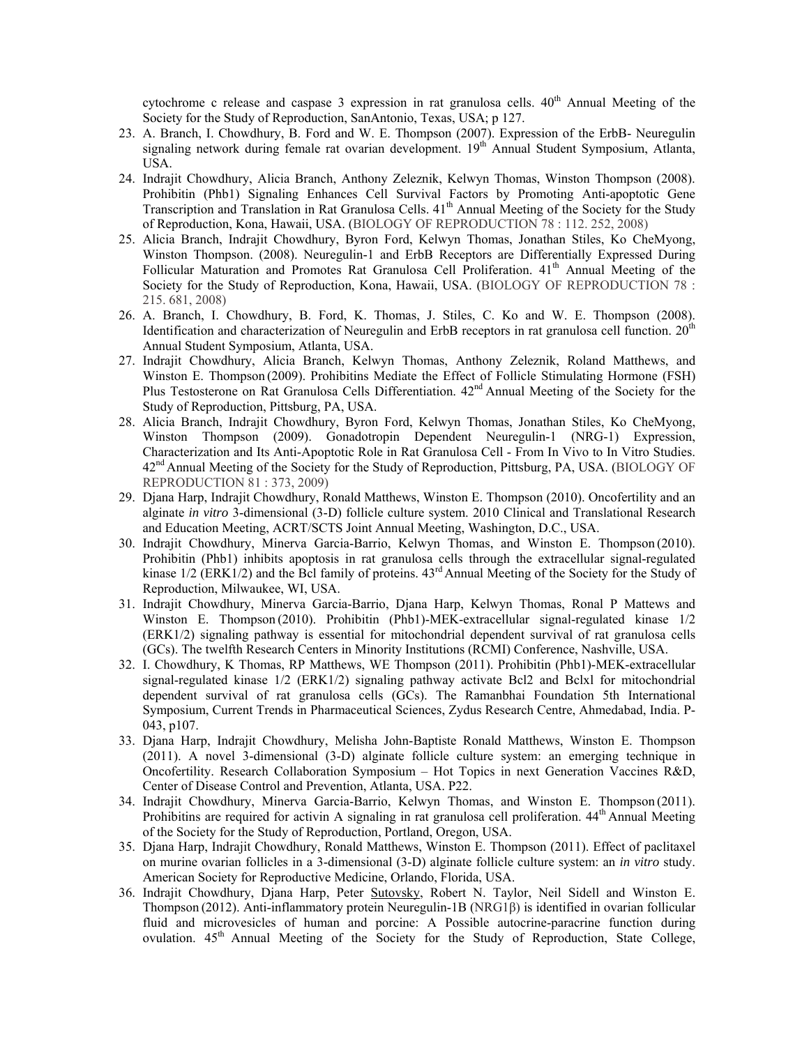cytochrome c release and caspase 3 expression in rat granulosa cells. 40[th] Annual Meeting of the Society for the Study of Reproduction, SanAntonio, Texas, USA; p 127.

23. A. Branch, I. Chowdhury, B. Ford and W. E. Thompson (2007). Expression of the ErbB- Neuregulin signaling network during female rat ovarian development. 19[th] Annual Student Symposium, Atlanta, USA.
24. Indrajit Chowdhury, Alicia Branch, Anthony Zeleznik, Kelwyn Thomas, Winston Thompson (2008). Prohibitin (Phb1) Signaling Enhances Cell Survival Factors by Promoting Anti-apoptotic Gene Transcription and Translation in Rat Granulosa Cells. 41[th] Annual Meeting of the Society for the Study of Reproduction, Kona, Hawaii, USA. (BIOLOGY OF REPRODUCTION 78 : 112. 252, 2008)
25. Alicia Branch, Indrajit Chowdhury, Byron Ford, Kelwyn Thomas, Jonathan Stiles, Ko CheMyong, Winston Thompson. (2008). Neuregulin-1 and ErbB Receptors are Differentially Expressed During Follicular Maturation and Promotes Rat Granulosa Cell Proliferation. 41[th] Annual Meeting of the Society for the Study of Reproduction, Kona, Hawaii, USA. (BIOLOGY OF REPRODUCTION 78 : 215. 681, 2008)
26. A. Branch, I. Chowdhury, B. Ford, K. Thomas, J. Stiles, C. Ko and W. E. Thompson (2008). Identification and characterization of Neuregulin and ErbB receptors in rat granulosa cell function. 20[th] Annual Student Symposium, Atlanta, USA.
27. Indrajit Chowdhury, Alicia Branch, Kelwyn Thomas, Anthony Zeleznik, Roland Matthews, and Winston E. Thompson (2009). Prohibitins Mediate the Effect of Follicle Stimulating Hormone (FSH) Plus Testosterone on Rat Granulosa Cells Differentiation. 42[nd] Annual Meeting of the Society for the Study of Reproduction, Pittsburg, PA, USA.
28. Alicia Branch, Indrajit Chowdhury, Byron Ford, Kelwyn Thomas, Jonathan Stiles, Ko CheMyong, Winston Thompson (2009). Gonadotropin Dependent Neuregulin-1 (NRG-1) Expression, Characterization and Its Anti-Apoptotic Role in Rat Granulosa Cell - From In Vivo to In Vitro Studies. 42[nd] Annual Meeting of the Society for the Study of Reproduction, Pittsburg, PA, USA. (BIOLOGY OF REPRODUCTION 81 : 373, 2009)
29. Djana Harp, Indrajit Chowdhury, Ronald Matthews, Winston E. Thompson (2010). Oncofertility and an alginate *in vitro* 3-dimensional (3-D) follicle culture system. 2010 Clinical and Translational Research and Education Meeting, ACRT/SCTS Joint Annual Meeting, Washington, D.C., USA.
30. Indrajit Chowdhury, Minerva Garcia-Barrio, Kelwyn Thomas, and Winston E. Thompson (2010). Prohibitin (Phb1) inhibits apoptosis in rat granulosa cells through the extracellular signal-regulated kinase 1/2 (ERK1/2) and the Bcl family of proteins. 43[rd] Annual Meeting of the Society for the Study of Reproduction, Milwaukee, WI, USA.
31. Indrajit Chowdhury, Minerva Garcia-Barrio, Djana Harp, Kelwyn Thomas, Ronal P Mattews and Winston E. Thompson (2010). Prohibitin (Phb1)-MEK-extracellular signal-regulated kinase 1/2 (ERK1/2) signaling pathway is essential for mitochondrial dependent survival of rat granulosa cells (GCs). The twelfth Research Centers in Minority Institutions (RCMI) Conference, Nashville, USA.
32. I. Chowdhury, K Thomas, RP Matthews, WE Thompson (2011). Prohibitin (Phb1)-MEK-extracellular signal-regulated kinase 1/2 (ERK1/2) signaling pathway activate Bcl2 and Bclxl for mitochondrial dependent survival of rat granulosa cells (GCs). The Ramanbhai Foundation 5th International Symposium, Current Trends in Pharmaceutical Sciences, Zydus Research Centre, Ahmedabad, India. P-043, p107.
33. Djana Harp, Indrajit Chowdhury, Melisha John-Baptiste Ronald Matthews, Winston E. Thompson (2011). A novel 3-dimensional (3-D) alginate follicle culture system: an emerging technique in Oncofertility. Research Collaboration Symposium – Hot Topics in next Generation Vaccines R&D, Center of Disease Control and Prevention, Atlanta, USA. P22.
34. Indrajit Chowdhury, Minerva Garcia-Barrio, Kelwyn Thomas, and Winston E. Thompson (2011). Prohibitins are required for activin A signaling in rat granulosa cell proliferation. 44[th] Annual Meeting of the Society for the Study of Reproduction, Portland, Oregon, USA.
35. Djana Harp, Indrajit Chowdhury, Ronald Matthews, Winston E. Thompson (2011). Effect of paclitaxel on murine ovarian follicles in a 3-dimensional (3-D) alginate follicle culture system: an *in vitro* study. American Society for Reproductive Medicine, Orlando, Florida, USA.
36. Indrajit Chowdhury, Djana Harp, Peter Sutovsky, Robert N. Taylor, Neil Sidell and Winston E. Thompson (2012). Anti-inflammatory protein Neuregulin-1B (NRG1β) is identified in ovarian follicular fluid and microvesicles of human and porcine: A Possible autocrine-paracrine function during ovulation. 45[th] Annual Meeting of the Society for the Study of Reproduction, State College,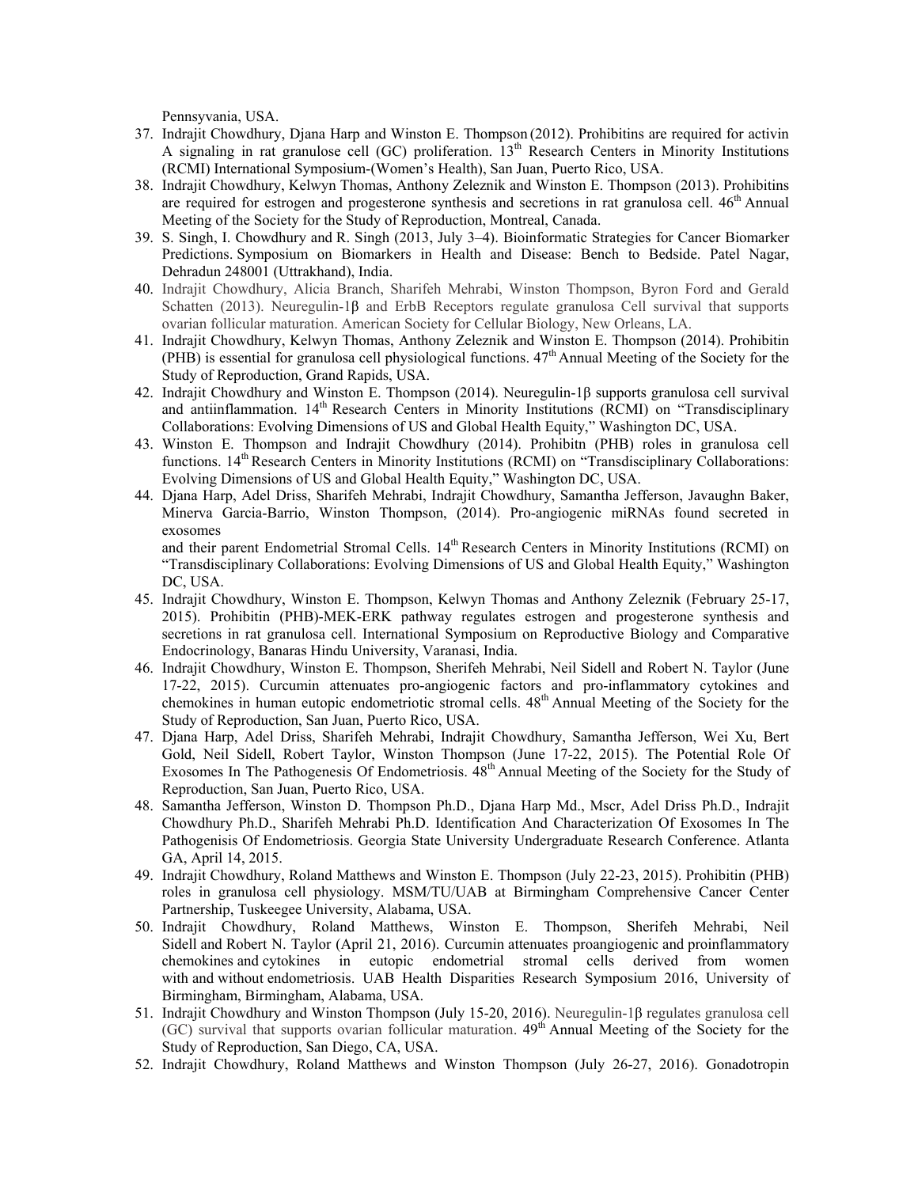Pennsyvania, USA.

37. Indrajit Chowdhury, Djana Harp and Winston E. Thompson (2012). Prohibitins are required for activin A signaling in rat granulose cell (GC) proliferation. 13th Research Centers in Minority Institutions (RCMI) International Symposium-(Women's Health), San Juan, Puerto Rico, USA.
38. Indrajit Chowdhury, Kelwyn Thomas, Anthony Zeleznik and Winston E. Thompson (2013). Prohibitins are required for estrogen and progesterone synthesis and secretions in rat granulosa cell. 46th Annual Meeting of the Society for the Study of Reproduction, Montreal, Canada.
39. S. Singh, I. Chowdhury and R. Singh (2013, July 3–4). Bioinformatic Strategies for Cancer Biomarker Predictions. Symposium on Biomarkers in Health and Disease: Bench to Bedside. Patel Nagar, Dehradun 248001 (Uttrakhand), India.
40. Indrajit Chowdhury, Alicia Branch, Sharifeh Mehrabi, Winston Thompson, Byron Ford and Gerald Schatten (2013). Neuregulin-1β and ErbB Receptors regulate granulosa Cell survival that supports ovarian follicular maturation. American Society for Cellular Biology, New Orleans, LA.
41. Indrajit Chowdhury, Kelwyn Thomas, Anthony Zeleznik and Winston E. Thompson (2014). Prohibitin (PHB) is essential for granulosa cell physiological functions. 47th Annual Meeting of the Society for the Study of Reproduction, Grand Rapids, USA.
42. Indrajit Chowdhury and Winston E. Thompson (2014). Neuregulin-1β supports granulosa cell survival and antiinflammation. 14th Research Centers in Minority Institutions (RCMI) on "Transdisciplinary Collaborations: Evolving Dimensions of US and Global Health Equity," Washington DC, USA.
43. Winston E. Thompson and Indrajit Chowdhury (2014). Prohibitn (PHB) roles in granulosa cell functions. 14th Research Centers in Minority Institutions (RCMI) on "Transdisciplinary Collaborations: Evolving Dimensions of US and Global Health Equity," Washington DC, USA.
44. Djana Harp, Adel Driss, Sharifeh Mehrabi, Indrajit Chowdhury, Samantha Jefferson, Javaughn Baker, Minerva Garcia-Barrio, Winston Thompson, (2014). Pro-angiogenic miRNAs found secreted in exosomes
and their parent Endometrial Stromal Cells. 14th Research Centers in Minority Institutions (RCMI) on "Transdisciplinary Collaborations: Evolving Dimensions of US and Global Health Equity," Washington DC, USA.
45. Indrajit Chowdhury, Winston E. Thompson, Kelwyn Thomas and Anthony Zeleznik (February 25-17, 2015). Prohibitin (PHB)-MEK-ERK pathway regulates estrogen and progesterone synthesis and secretions in rat granulosa cell. International Symposium on Reproductive Biology and Comparative Endocrinology, Banaras Hindu University, Varanasi, India.
46. Indrajit Chowdhury, Winston E. Thompson, Sherifeh Mehrabi, Neil Sidell and Robert N. Taylor (June 17-22, 2015). Curcumin attenuates pro-angiogenic factors and pro-inflammatory cytokines and chemokines in human eutopic endometriotic stromal cells. 48th Annual Meeting of the Society for the Study of Reproduction, San Juan, Puerto Rico, USA.
47. Djana Harp, Adel Driss, Sharifeh Mehrabi, Indrajit Chowdhury, Samantha Jefferson, Wei Xu, Bert Gold, Neil Sidell, Robert Taylor, Winston Thompson (June 17-22, 2015). The Potential Role Of Exosomes In The Pathogenesis Of Endometriosis. 48th Annual Meeting of the Society for the Study of Reproduction, San Juan, Puerto Rico, USA.
48. Samantha Jefferson, Winston D. Thompson Ph.D., Djana Harp Md., Mscr, Adel Driss Ph.D., Indrajit Chowdhury Ph.D., Sharifeh Mehrabi Ph.D. Identification And Characterization Of Exosomes In The Pathogenisis Of Endometriosis. Georgia State University Undergraduate Research Conference. Atlanta GA, April 14, 2015.
49. Indrajit Chowdhury, Roland Matthews and Winston E. Thompson (July 22-23, 2015). Prohibitin (PHB) roles in granulosa cell physiology. MSM/TU/UAB at Birmingham Comprehensive Cancer Center Partnership, Tuskeegee University, Alabama, USA.
50. Indrajit Chowdhury, Roland Matthews, Winston E. Thompson, Sherifeh Mehrabi, Neil Sidell and Robert N. Taylor (April 21, 2016). Curcumin attenuates proangiogenic and proinflammatory chemokines and cytokines in eutopic endometrial stromal cells derived from women with and without endometriosis. UAB Health Disparities Research Symposium 2016, University of Birmingham, Birmingham, Alabama, USA.
51. Indrajit Chowdhury and Winston Thompson (July 15-20, 2016). Neuregulin-1β regulates granulosa cell (GC) survival that supports ovarian follicular maturation. 49th Annual Meeting of the Society for the Study of Reproduction, San Diego, CA, USA.
52. Indrajit Chowdhury, Roland Matthews and Winston Thompson (July 26-27, 2016). Gonadotropin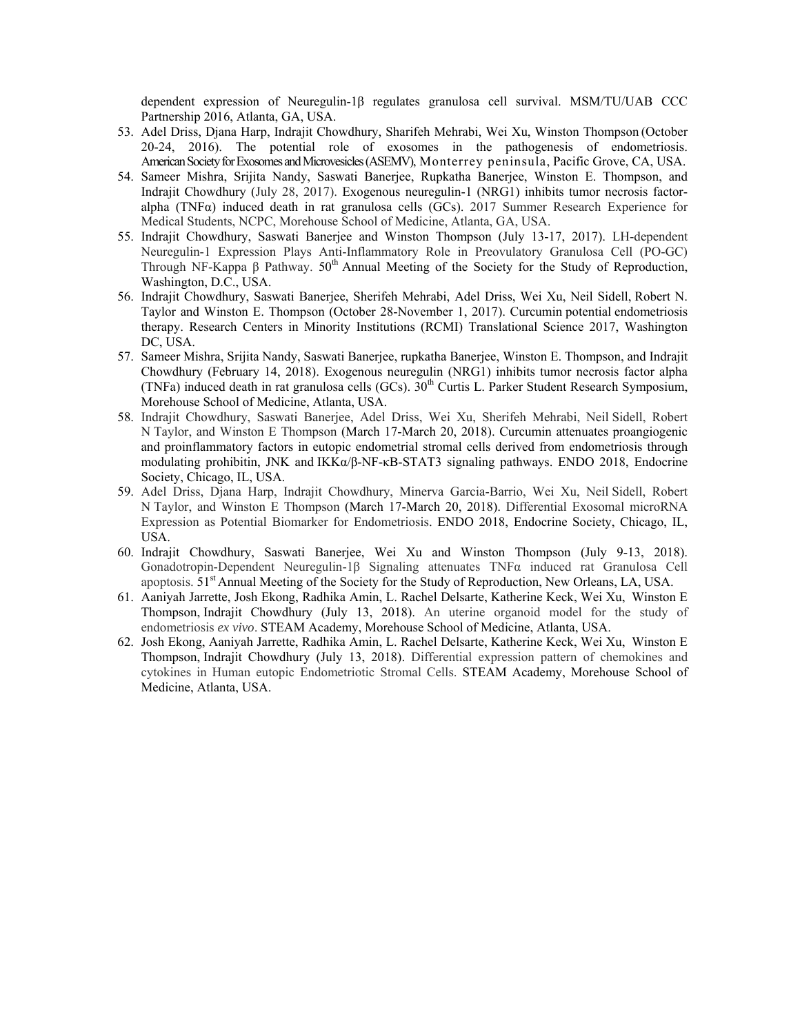dependent expression of Neuregulin-1β regulates granulosa cell survival. MSM/TU/UAB CCC Partnership 2016, Atlanta, GA, USA.

53. Adel Driss, Djana Harp, Indrajit Chowdhury, Sharifeh Mehrabi, Wei Xu, Winston Thompson (October 20-24, 2016). The potential role of exosomes in the pathogenesis of endometriosis. American Society for Exosomes and Microvesicles (ASEMV), Monterrey peninsula, Pacific Grove, CA, USA.
54. Sameer Mishra, Srijita Nandy, Saswati Banerjee, Rupkatha Banerjee, Winston E. Thompson, and Indrajit Chowdhury (July 28, 2017). Exogenous neuregulin-1 (NRG1) inhibits tumor necrosis factor-alpha (TNFα) induced death in rat granulosa cells (GCs). 2017 Summer Research Experience for Medical Students, NCPC, Morehouse School of Medicine, Atlanta, GA, USA.
55. Indrajit Chowdhury, Saswati Banerjee and Winston Thompson (July 13-17, 2017). LH-dependent Neuregulin-1 Expression Plays Anti-Inflammatory Role in Preovulatory Granulosa Cell (PO-GC) Through NF-Kappa β Pathway. 50th Annual Meeting of the Society for the Study of Reproduction, Washington, D.C., USA.
56. Indrajit Chowdhury, Saswati Banerjee, Sherifeh Mehrabi, Adel Driss, Wei Xu, Neil Sidell, Robert N. Taylor and Winston E. Thompson (October 28-November 1, 2017). Curcumin potential endometriosis therapy. Research Centers in Minority Institutions (RCMI) Translational Science 2017, Washington DC, USA.
57. Sameer Mishra, Srijita Nandy, Saswati Banerjee, rupkatha Banerjee, Winston E. Thompson, and Indrajit Chowdhury (February 14, 2018). Exogenous neuregulin (NRG1) inhibits tumor necrosis factor alpha (TNFa) induced death in rat granulosa cells (GCs). 30th Curtis L. Parker Student Research Symposium, Morehouse School of Medicine, Atlanta, USA.
58. Indrajit Chowdhury, Saswati Banerjee, Adel Driss, Wei Xu, Sherifeh Mehrabi, Neil Sidell, Robert N Taylor, and Winston E Thompson (March 17-March 20, 2018). Curcumin attenuates proangiogenic and proinflammatory factors in eutopic endometrial stromal cells derived from endometriosis through modulating prohibitin, JNK and IKKα/β-NF-κB-STAT3 signaling pathways. ENDO 2018, Endocrine Society, Chicago, IL, USA.
59. Adel Driss, Djana Harp, Indrajit Chowdhury, Minerva Garcia-Barrio, Wei Xu, Neil Sidell, Robert N Taylor, and Winston E Thompson (March 17-March 20, 2018). Differential Exosomal microRNA Expression as Potential Biomarker for Endometriosis. ENDO 2018, Endocrine Society, Chicago, IL, USA.
60. Indrajit Chowdhury, Saswati Banerjee, Wei Xu and Winston Thompson (July 9-13, 2018). Gonadotropin-Dependent Neuregulin-1β Signaling attenuates TNFα induced rat Granulosa Cell apoptosis. 51st Annual Meeting of the Society for the Study of Reproduction, New Orleans, LA, USA.
61. Aaniyah Jarrette, Josh Ekong, Radhika Amin, L. Rachel Delsarte, Katherine Keck, Wei Xu, Winston E Thompson, Indrajit Chowdhury (July 13, 2018). An uterine organoid model for the study of endometriosis *ex vivo*. STEAM Academy, Morehouse School of Medicine, Atlanta, USA.
62. Josh Ekong, Aaniyah Jarrette, Radhika Amin, L. Rachel Delsarte, Katherine Keck, Wei Xu, Winston E Thompson, Indrajit Chowdhury (July 13, 2018). Differential expression pattern of chemokines and cytokines in Human eutopic Endometriotic Stromal Cells. STEAM Academy, Morehouse School of Medicine, Atlanta, USA.